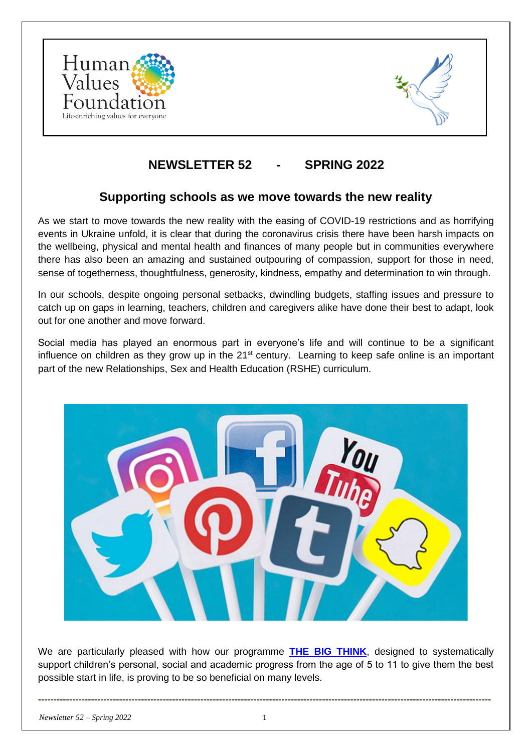Human Values Foundation
Life-enriching values for everyone

# NEWSLETTER 52 - SPRING 2022

## Supporting schools as we move towards the new reality

As we start to move towards the new reality with the easing of COVID-19 restrictions and as horrifying events in Ukraine unfold, it is clear that during the coronavirus crisis there have been harsh impacts on the wellbeing, physical and mental health and finances of many people but in communities everywhere there has also been an amazing and sustained outpouring of compassion, support for those in need, sense of togetherness, thoughtfulness, generosity, kindness, empathy and determination to win through.

In our schools, despite ongoing personal setbacks, dwindling budgets, staffing issues and pressure to catch up on gaps in learning, teachers, children and caregivers alike have done their best to adapt, look out for one another and move forward.

Social media has played an enormous part in everyone's life and will continue to be a significant influence on children as they grow up in the 21st century. Learning to keep safe online is an important part of the new Relationships, Sex and Health Education (RSHE) curriculum.

We are particularly pleased with how our programme **THE BIG THINK**, designed to systematically support children's personal, social and academic progress from the age of 5 to 11 to give them the best possible start in life, is proving to be so beneficial on many levels.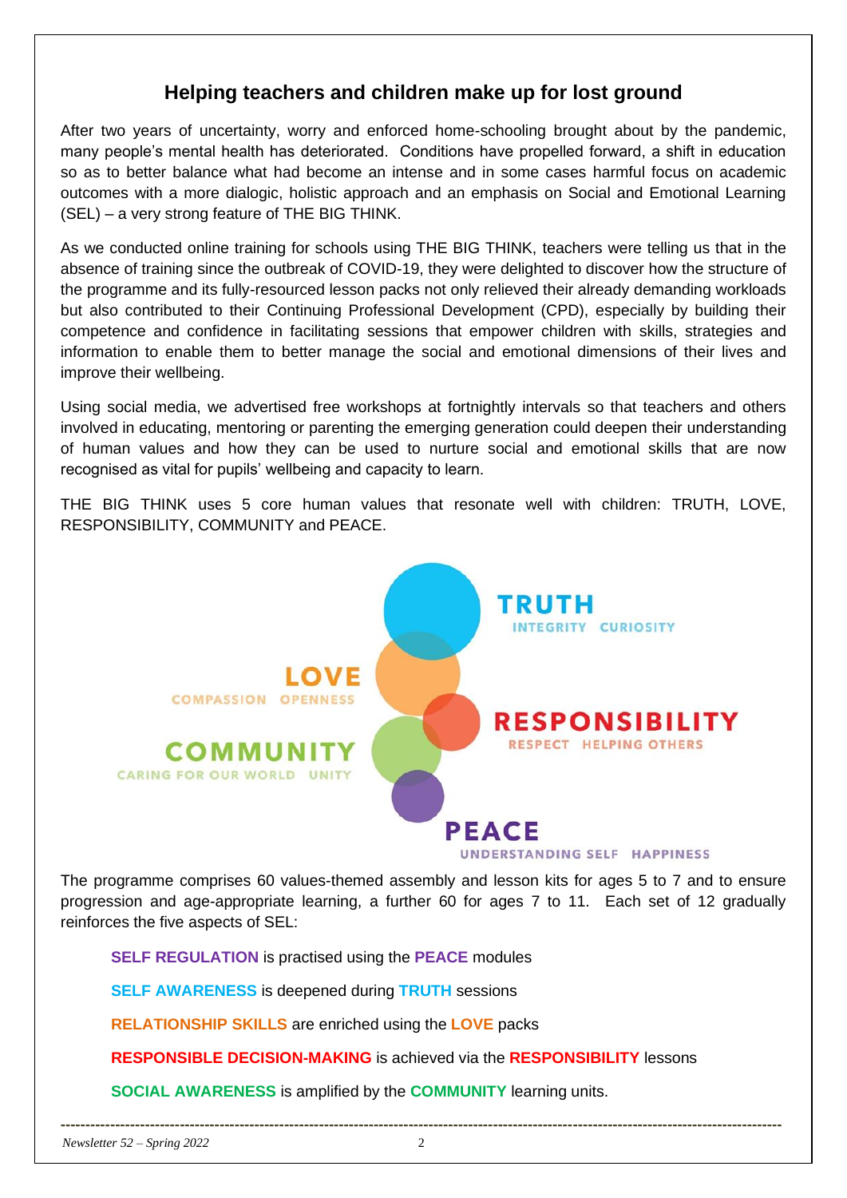## Helping teachers and children make up for lost ground

After two years of uncertainty, worry and enforced home-schooling brought about by the pandemic, many people's mental health has deteriorated. Conditions have propelled forward, a shift in education so as to better balance what had become an intense and in some cases harmful focus on academic outcomes with a more dialogic, holistic approach and an emphasis on Social and Emotional Learning (SEL) – a very strong feature of THE BIG THINK.

As we conducted online training for schools using THE BIG THINK, teachers were telling us that in the absence of training since the outbreak of COVID-19, they were delighted to discover how the structure of the programme and its fully-resourced lesson packs not only relieved their already demanding workloads but also contributed to their Continuing Professional Development (CPD), especially by building their competence and confidence in facilitating sessions that empower children with skills, strategies and information to enable them to better manage the social and emotional dimensions of their lives and improve their wellbeing.

Using social media, we advertised free workshops at fortnightly intervals so that teachers and others involved in educating, mentoring or parenting the emerging generation could deepen their understanding of human values and how they can be used to nurture social and emotional skills that are now recognised as vital for pupils' wellbeing and capacity to learn.

THE BIG THINK uses 5 core human values that resonate well with children: TRUTH, LOVE, RESPONSIBILITY, COMMUNITY and PEACE.

**TRUTH** – INTEGRITY CURIOSITY

**LOVE** – COMPASSION OPENNESS

**RESPONSIBILITY** – RESPECT HELPING OTHERS

**COMMUNITY** – CARING FOR OUR WORLD UNITY

**PEACE** – UNDERSTANDING SELF HAPPINESS

The programme comprises 60 values-themed assembly and lesson kits for ages 5 to 7 and to ensure progression and age-appropriate learning, a further 60 for ages 7 to 11. Each set of 12 gradually reinforces the five aspects of SEL:

**SELF REGULATION** is practised using the **PEACE** modules

**SELF AWARENESS** is deepened during **TRUTH** sessions

**RELATIONSHIP SKILLS** are enriched using the **LOVE** packs

**RESPONSIBLE DECISION-MAKING** is achieved via the **RESPONSIBILITY** lessons

**SOCIAL AWARENESS** is amplified by the **COMMUNITY** learning units.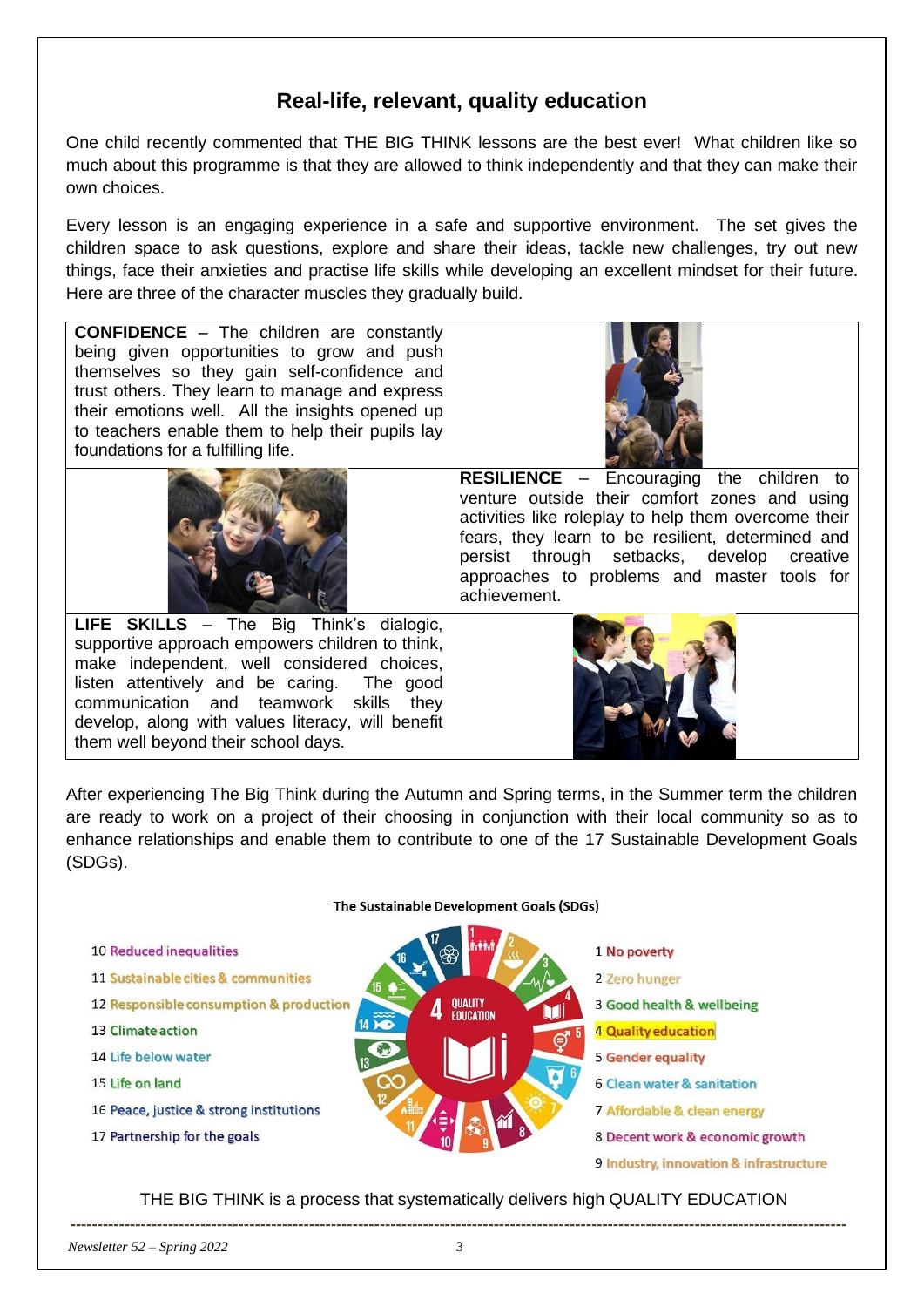## Real-life, relevant, quality education

One child recently commented that THE BIG THINK lessons are the best ever! What children like so much about this programme is that they are allowed to think independently and that they can make their own choices.

Every lesson is an engaging experience in a safe and supportive environment. The set gives the children space to ask questions, explore and share their ideas, tackle new challenges, try out new things, face their anxieties and practise life skills while developing an excellent mindset for their future. Here are three of the character muscles they gradually build.

**CONFIDENCE** – The children are constantly being given opportunities to grow and push themselves so they gain self-confidence and trust others. They learn to manage and express their emotions well. All the insights opened up to teachers enable them to help their pupils lay foundations for a fulfilling life.

**RESILIENCE** – Encouraging the children to venture outside their comfort zones and using activities like roleplay to help them overcome their fears, they learn to be resilient, determined and persist through setbacks, develop creative approaches to problems and master tools for achievement.

**LIFE SKILLS** – The Big Think's dialogic, supportive approach empowers children to think, make independent, well considered choices, listen attentively and be caring. The good communication and teamwork skills they develop, along with values literacy, will benefit them well beyond their school days.

After experiencing The Big Think during the Autumn and Spring terms, in the Summer term the children are ready to work on a project of their choosing in conjunction with their local community so as to enhance relationships and enable them to contribute to one of the 17 Sustainable Development Goals (SDGs).

**The Sustainable Development Goals (SDGs)**

1 No poverty
2 Zero hunger
3 Good health & wellbeing
4 Quality education
5 Gender equality
6 Clean water & sanitation
7 Affordable & clean energy
8 Decent work & economic growth
9 Industry, innovation & infrastructure
10 Reduced inequalities
11 Sustainable cities & communities
12 Responsible consumption & production
13 Climate action
14 Life below water
15 Life on land
16 Peace, justice & strong institutions
17 Partnership for the goals

THE BIG THINK is a process that systematically delivers high QUALITY EDUCATION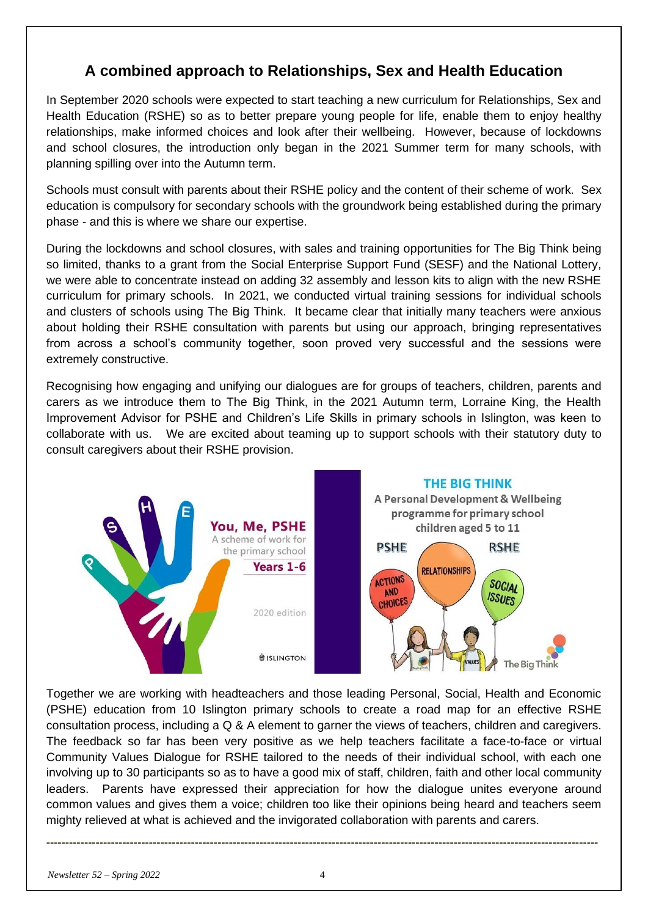# A combined approach to Relationships, Sex and Health Education

In September 2020 schools were expected to start teaching a new curriculum for Relationships, Sex and Health Education (RSHE) so as to better prepare young people for life, enable them to enjoy healthy relationships, make informed choices and look after their wellbeing. However, because of lockdowns and school closures, the introduction only began in the 2021 Summer term for many schools, with planning spilling over into the Autumn term.

Schools must consult with parents about their RSHE policy and the content of their scheme of work. Sex education is compulsory for secondary schools with the groundwork being established during the primary phase - and this is where we share our expertise.

During the lockdowns and school closures, with sales and training opportunities for The Big Think being so limited, thanks to a grant from the Social Enterprise Support Fund (SESF) and the National Lottery, we were able to concentrate instead on adding 32 assembly and lesson kits to align with the new RSHE curriculum for primary schools. In 2021, we conducted virtual training sessions for individual schools and clusters of schools using The Big Think. It became clear that initially many teachers were anxious about holding their RSHE consultation with parents but using our approach, bringing representatives from across a school's community together, soon proved very successful and the sessions were extremely constructive.

Recognising how engaging and unifying our dialogues are for groups of teachers, children, parents and carers as we introduce them to The Big Think, in the 2021 Autumn term, Lorraine King, the Health Improvement Advisor for PSHE and Children's Life Skills in primary schools in Islington, was keen to collaborate with us. We are excited about teaming up to support schools with their statutory duty to consult caregivers about their RSHE provision.

Together we are working with headteachers and those leading Personal, Social, Health and Economic (PSHE) education from 10 Islington primary schools to create a road map for an effective RSHE consultation process, including a Q & A element to garner the views of teachers, children and caregivers. The feedback so far has been very positive as we help teachers facilitate a face-to-face or virtual Community Values Dialogue for RSHE tailored to the needs of their individual school, with each one involving up to 30 participants so as to have a good mix of staff, children, faith and other local community leaders. Parents have expressed their appreciation for how the dialogue unites everyone around common values and gives them a voice; children too like their opinions being heard and teachers seem mighty relieved at what is achieved and the invigorated collaboration with parents and carers.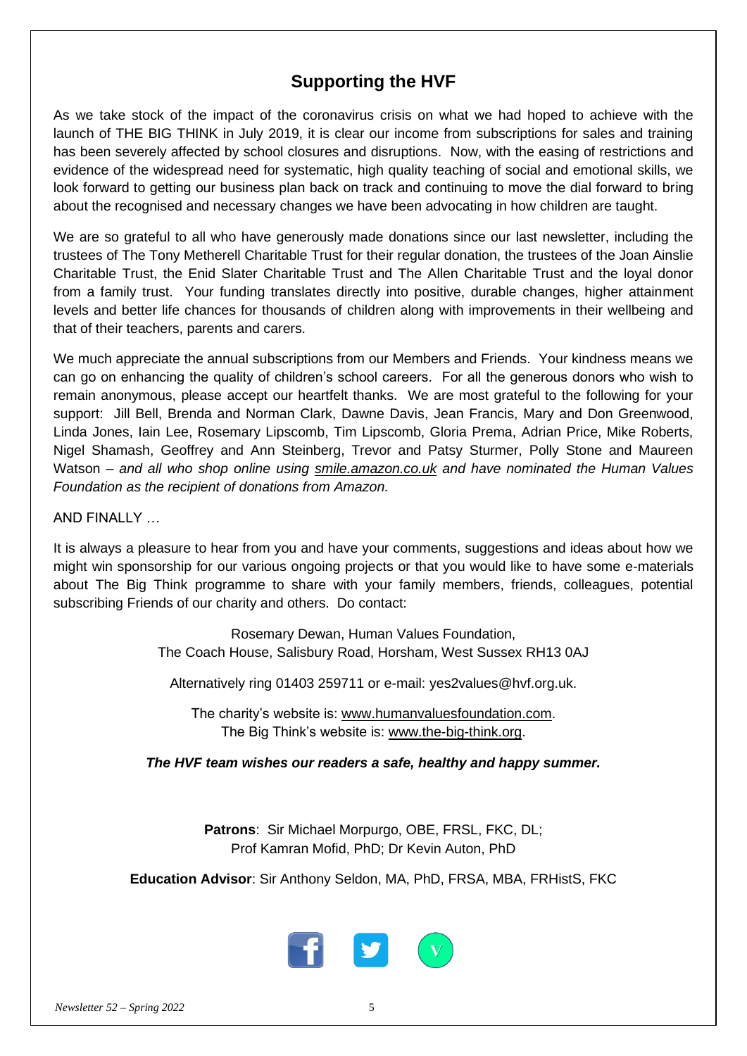## Supporting the HVF

As we take stock of the impact of the coronavirus crisis on what we had hoped to achieve with the launch of THE BIG THINK in July 2019, it is clear our income from subscriptions for sales and training has been severely affected by school closures and disruptions. Now, with the easing of restrictions and evidence of the widespread need for systematic, high quality teaching of social and emotional skills, we look forward to getting our business plan back on track and continuing to move the dial forward to bring about the recognised and necessary changes we have been advocating in how children are taught.

We are so grateful to all who have generously made donations since our last newsletter, including the trustees of The Tony Metherell Charitable Trust for their regular donation, the trustees of the Joan Ainslie Charitable Trust, the Enid Slater Charitable Trust and The Allen Charitable Trust and the loyal donor from a family trust. Your funding translates directly into positive, durable changes, higher attainment levels and better life chances for thousands of children along with improvements in their wellbeing and that of their teachers, parents and carers.

We much appreciate the annual subscriptions from our Members and Friends. Your kindness means we can go on enhancing the quality of children's school careers. For all the generous donors who wish to remain anonymous, please accept our heartfelt thanks. We are most grateful to the following for your support: Jill Bell, Brenda and Norman Clark, Dawne Davis, Jean Francis, Mary and Don Greenwood, Linda Jones, Iain Lee, Rosemary Lipscomb, Tim Lipscomb, Gloria Prema, Adrian Price, Mike Roberts, Nigel Shamash, Geoffrey and Ann Steinberg, Trevor and Patsy Sturmer, Polly Stone and Maureen Watson – *and all who shop online using smile.amazon.co.uk and have nominated the Human Values Foundation as the recipient of donations from Amazon.*

AND FINALLY …

It is always a pleasure to hear from you and have your comments, suggestions and ideas about how we might win sponsorship for our various ongoing projects or that you would like to have some e-materials about The Big Think programme to share with your family members, friends, colleagues, potential subscribing Friends of our charity and others. Do contact:

Rosemary Dewan, Human Values Foundation,
The Coach House, Salisbury Road, Horsham, West Sussex RH13 0AJ

Alternatively ring 01403 259711 or e-mail: yes2values@hvf.org.uk.

The charity's website is: www.humanvaluesfoundation.com.
The Big Think's website is: www.the-big-think.org.

***The HVF team wishes our readers a safe, healthy and happy summer.***

**Patrons**: Sir Michael Morpurgo, OBE, FRSL, FKC, DL;
Prof Kamran Mofid, PhD; Dr Kevin Auton, PhD

**Education Advisor**: Sir Anthony Seldon, MA, PhD, FRSA, MBA, FRHistS, FKC

*Newsletter 52 – Spring 2022*